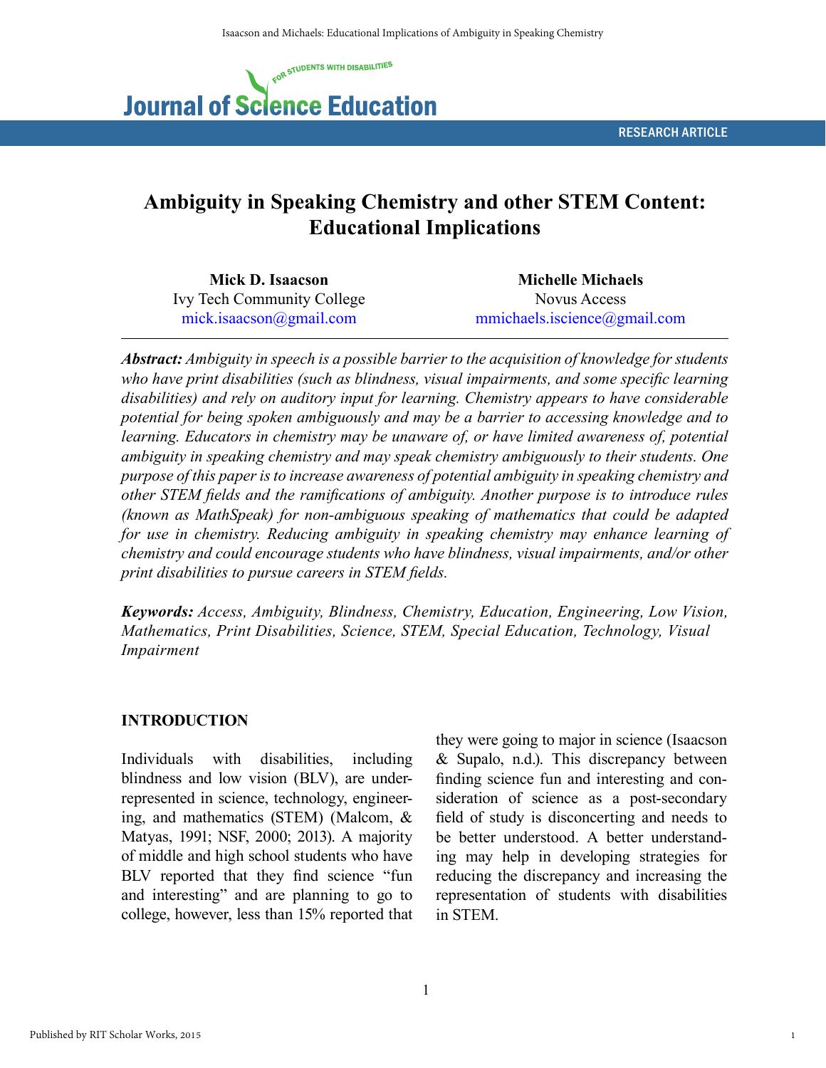Journal of Science Education for Students with Disabilities

RESEARCH ARTICLE

# Ambiguity in Speaking Chemistry and other STEM Content: Educational Implications

**Mick D. Isaacson**
Ivy Tech Community College
mick.isaacson@gmail.com

**Michelle Michaels**
Novus Access
mmichaels.iscience@gmail.com

***Abstract:*** *Ambiguity in speech is a possible barrier to the acquisition of knowledge for students who have print disabilities (such as blindness, visual impairments, and some specific learning disabilities) and rely on auditory input for learning. Chemistry appears to have considerable potential for being spoken ambiguously and may be a barrier to accessing knowledge and to learning. Educators in chemistry may be unaware of, or have limited awareness of, potential ambiguity in speaking chemistry and may speak chemistry ambiguously to their students. One purpose of this paper is to increase awareness of potential ambiguity in speaking chemistry and other STEM fields and the ramifications of ambiguity. Another purpose is to introduce rules (known as MathSpeak) for non-ambiguous speaking of mathematics that could be adapted for use in chemistry. Reducing ambiguity in speaking chemistry may enhance learning of chemistry and could encourage students who have blindness, visual impairments, and/or other print disabilities to pursue careers in STEM fields.*

***Keywords:*** *Access, Ambiguity, Blindness, Chemistry, Education, Engineering, Low Vision, Mathematics, Print Disabilities, Science, STEM, Special Education, Technology, Visual Impairment*

## INTRODUCTION

Individuals with disabilities, including blindness and low vision (BLV), are underrepresented in science, technology, engineering, and mathematics (STEM) (Malcom, & Matyas, 1991; NSF, 2000; 2013). A majority of middle and high school students who have BLV reported that they find science "fun and interesting" and are planning to go to college, however, less than 15% reported that they were going to major in science (Isaacson & Supalo, n.d.). This discrepancy between finding science fun and interesting and consideration of science as a post-secondary field of study is disconcerting and needs to be better understood. A better understanding may help in developing strategies for reducing the discrepancy and increasing the representation of students with disabilities in STEM.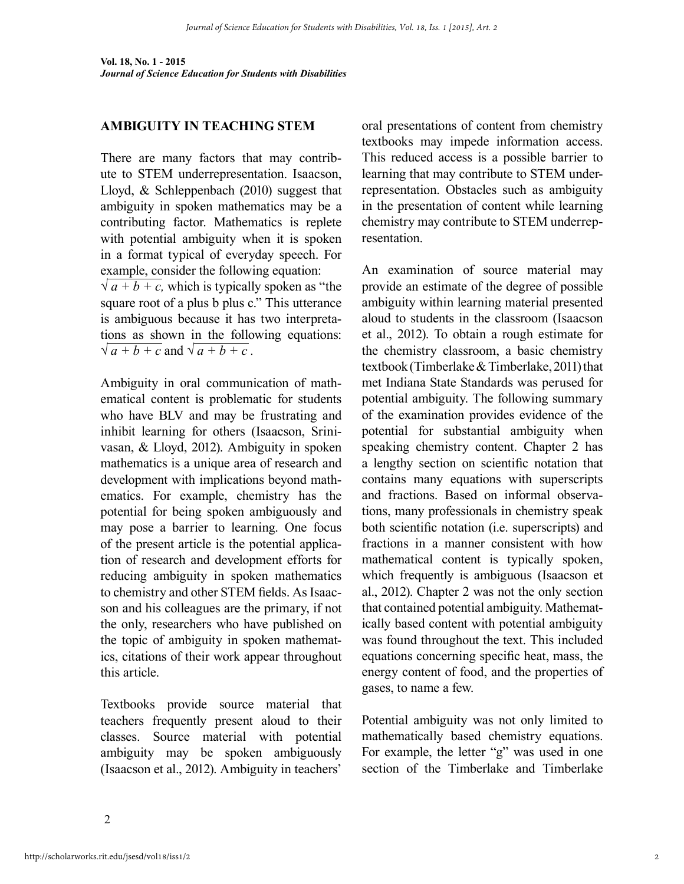## AMBIGUITY IN TEACHING STEM

There are many factors that may contribute to STEM underrepresentation. Isaacson, Lloyd, & Schleppenbach (2010) suggest that ambiguity in spoken mathematics may be a contributing factor. Mathematics is replete with potential ambiguity when it is spoken in a format typical of everyday speech. For example, consider the following equation: $\sqrt{a + b + c}$, which is typically spoken as "the square root of a plus b plus c." This utterance is ambiguous because it has two interpretations as shown in the following equations: $\sqrt{a} + b + c$ and $\sqrt{a + b + c}$.

Ambiguity in oral communication of mathematical content is problematic for students who have BLV and may be frustrating and inhibit learning for others (Isaacson, Srinivasan, & Lloyd, 2012). Ambiguity in spoken mathematics is a unique area of research and development with implications beyond mathematics. For example, chemistry has the potential for being spoken ambiguously and may pose a barrier to learning. One focus of the present article is the potential application of research and development efforts for reducing ambiguity in spoken mathematics to chemistry and other STEM fields. As Isaacson and his colleagues are the primary, if not the only, researchers who have published on the topic of ambiguity in spoken mathematics, citations of their work appear throughout this article.

Textbooks provide source material that teachers frequently present aloud to their classes. Source material with potential ambiguity may be spoken ambiguously (Isaacson et al., 2012). Ambiguity in teachers' oral presentations of content from chemistry textbooks may impede information access. This reduced access is a possible barrier to learning that may contribute to STEM underrepresentation. Obstacles such as ambiguity in the presentation of content while learning chemistry may contribute to STEM underrepresentation.

An examination of source material may provide an estimate of the degree of possible ambiguity within learning material presented aloud to students in the classroom (Isaacson et al., 2012). To obtain a rough estimate for the chemistry classroom, a basic chemistry textbook (Timberlake & Timberlake, 2011) that met Indiana State Standards was perused for potential ambiguity. The following summary of the examination provides evidence of the potential for substantial ambiguity when speaking chemistry content. Chapter 2 has a lengthy section on scientific notation that contains many equations with superscripts and fractions. Based on informal observations, many professionals in chemistry speak both scientific notation (i.e. superscripts) and fractions in a manner consistent with how mathematical content is typically spoken, which frequently is ambiguous (Isaacson et al., 2012). Chapter 2 was not the only section that contained potential ambiguity. Mathematically based content with potential ambiguity was found throughout the text. This included equations concerning specific heat, mass, the energy content of food, and the properties of gases, to name a few.

Potential ambiguity was not only limited to mathematically based chemistry equations. For example, the letter "g" was used in one section of the Timberlake and Timberlake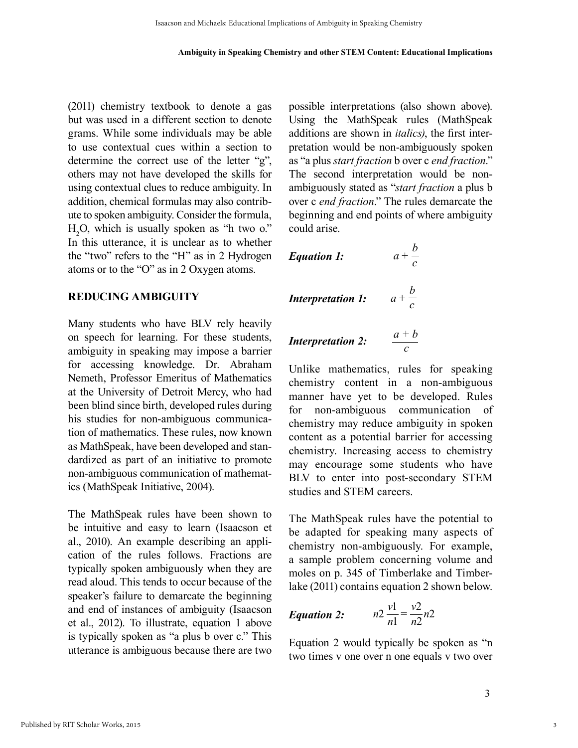(2011) chemistry textbook to denote a gas but was used in a different section to denote grams. While some individuals may be able to use contextual cues within a section to determine the correct use of the letter "g", others may not have developed the skills for using contextual clues to reduce ambiguity. In addition, chemical formulas may also contribute to spoken ambiguity. Consider the formula, $H_2O$, which is usually spoken as "h two o." In this utterance, it is unclear as to whether the "two" refers to the "H" as in 2 Hydrogen atoms or to the "O" as in 2 Oxygen atoms.

## REDUCING AMBIGUITY

Many students who have BLV rely heavily on speech for learning. For these students, ambiguity in speaking may impose a barrier for accessing knowledge. Dr. Abraham Nemeth, Professor Emeritus of Mathematics at the University of Detroit Mercy, who had been blind since birth, developed rules during his studies for non-ambiguous communication of mathematics. These rules, now known as MathSpeak, have been developed and standardized as part of an initiative to promote non-ambiguous communication of mathematics (MathSpeak Initiative, 2004).

The MathSpeak rules have been shown to be intuitive and easy to learn (Isaacson et al., 2010). An example describing an application of the rules follows. Fractions are typically spoken ambiguously when they are read aloud. This tends to occur because of the speaker's failure to demarcate the beginning and end of instances of ambiguity (Isaacson et al., 2012). To illustrate, equation 1 above is typically spoken as "a plus b over c." This utterance is ambiguous because there are two possible interpretations (also shown above). Using the MathSpeak rules (MathSpeak additions are shown in *italics)*, the first interpretation would be non-ambiguously spoken as "a plus *start fraction* b over c *end fraction*." The second interpretation would be non-ambiguously stated as "*start fraction* a plus b over c *end fraction*." The rules demarcate the beginning and end points of where ambiguity could arise.

***Equation 1:*** $$a + \frac{b}{c}$$

***Interpretation 1:*** $$a + \frac{b}{c}$$

***Interpretation 2:*** $$\frac{a + b}{c}$$

Unlike mathematics, rules for speaking chemistry content in a non-ambiguous manner have yet to be developed. Rules for non-ambiguous communication of chemistry may reduce ambiguity in spoken content as a potential barrier for accessing chemistry. Increasing access to chemistry may encourage some students who have BLV to enter into post-secondary STEM studies and STEM careers.

The MathSpeak rules have the potential to be adapted for speaking many aspects of chemistry non-ambiguously. For example, a sample problem concerning volume and moles on p. 345 of Timberlake and Timberlake (2011) contains equation 2 shown below.

***Equation 2:*** $$n2\,\frac{v1}{n1} = \frac{v2}{n2}n2$$

Equation 2 would typically be spoken as "n two times v one over n one equals v two over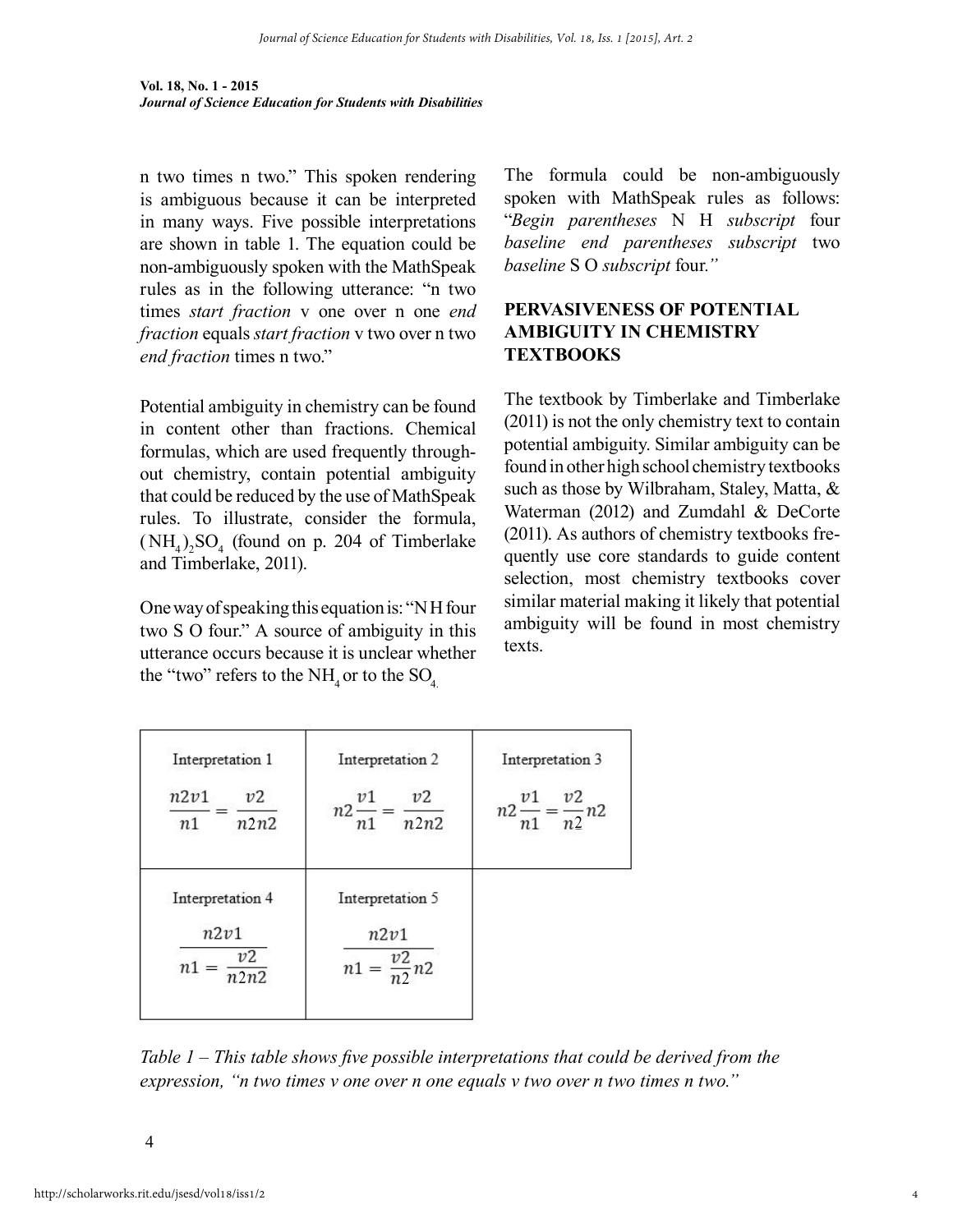n two times n two." This spoken rendering is ambiguous because it can be interpreted in many ways. Five possible interpretations are shown in table 1. The equation could be non-ambiguously spoken with the MathSpeak rules as in the following utterance: "n two times *start fraction* v one over n one *end fraction* equals *start fraction* v two over n two *end fraction* times n two."

Potential ambiguity in chemistry can be found in content other than fractions. Chemical formulas, which are used frequently throughout chemistry, contain potential ambiguity that could be reduced by the use of MathSpeak rules. To illustrate, consider the formula, $(NH_4)_2SO_4$ (found on p. 204 of Timberlake and Timberlake, 2011).

One way of speaking this equation is: "N H four two S O four." A source of ambiguity in this utterance occurs because it is unclear whether the "two" refers to the $NH_4$ or to the $SO_4$.

The formula could be non-ambiguously spoken with MathSpeak rules as follows: "*Begin parentheses* N H *subscript* four *baseline end parentheses subscript* two *baseline* S O *subscript* four."

## PERVASIVENESS OF POTENTIAL AMBIGUITY IN CHEMISTRY TEXTBOOKS

The textbook by Timberlake and Timberlake (2011) is not the only chemistry text to contain potential ambiguity. Similar ambiguity can be found in other high school chemistry textbooks such as those by Wilbraham, Staley, Matta, & Waterman (2012) and Zumdahl & DeCorte (2011). As authors of chemistry textbooks frequently use core standards to guide content selection, most chemistry textbooks cover similar material making it likely that potential ambiguity will be found in most chemistry texts.

| Interpretation 1 | Interpretation 2 | Interpretation 3 |
|---|---|---|
| $\frac{n2v1}{n1} = \frac{v2}{n2n2}$ | $n2\frac{v1}{n1} = \frac{v2}{n2n2}$ | $n2\frac{v1}{n1} = \frac{v2}{n2}n2$ |
| **Interpretation 4** | **Interpretation 5** | |
| $\frac{n2v1}{n1 = \frac{v2}{n2n2}}$ | $\frac{n2v1}{n1 = \frac{v2}{n2}n2}$ | |

*Table 1 – This table shows five possible interpretations that could be derived from the expression, "n two times v one over n one equals v two over n two times n two."*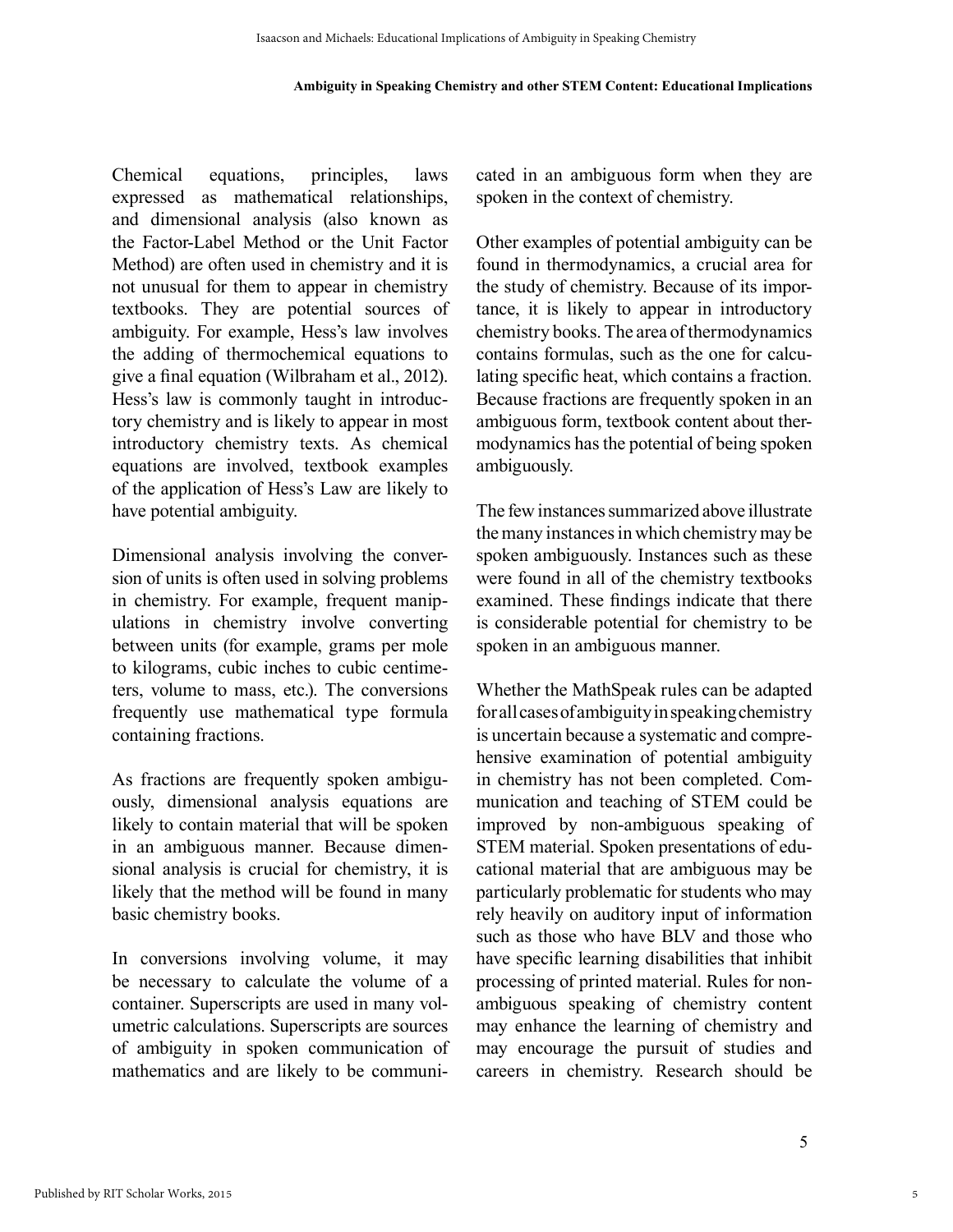Chemical equations, principles, laws expressed as mathematical relationships, and dimensional analysis (also known as the Factor-Label Method or the Unit Factor Method) are often used in chemistry and it is not unusual for them to appear in chemistry textbooks. They are potential sources of ambiguity. For example, Hess's law involves the adding of thermochemical equations to give a final equation (Wilbraham et al., 2012). Hess's law is commonly taught in introductory chemistry and is likely to appear in most introductory chemistry texts. As chemical equations are involved, textbook examples of the application of Hess's Law are likely to have potential ambiguity.

Dimensional analysis involving the conversion of units is often used in solving problems in chemistry. For example, frequent manipulations in chemistry involve converting between units (for example, grams per mole to kilograms, cubic inches to cubic centimeters, volume to mass, etc.). The conversions frequently use mathematical type formula containing fractions.

As fractions are frequently spoken ambiguously, dimensional analysis equations are likely to contain material that will be spoken in an ambiguous manner. Because dimensional analysis is crucial for chemistry, it is likely that the method will be found in many basic chemistry books.

In conversions involving volume, it may be necessary to calculate the volume of a container. Superscripts are used in many volumetric calculations. Superscripts are sources of ambiguity in spoken communication of mathematics and are likely to be communicated in an ambiguous form when they are spoken in the context of chemistry.

Other examples of potential ambiguity can be found in thermodynamics, a crucial area for the study of chemistry. Because of its importance, it is likely to appear in introductory chemistry books. The area of thermodynamics contains formulas, such as the one for calculating specific heat, which contains a fraction. Because fractions are frequently spoken in an ambiguous form, textbook content about thermodynamics has the potential of being spoken ambiguously.

The few instances summarized above illustrate the many instances in which chemistry may be spoken ambiguously. Instances such as these were found in all of the chemistry textbooks examined. These findings indicate that there is considerable potential for chemistry to be spoken in an ambiguous manner.

Whether the MathSpeak rules can be adapted for all cases of ambiguity in speaking chemistry is uncertain because a systematic and comprehensive examination of potential ambiguity in chemistry has not been completed. Communication and teaching of STEM could be improved by non-ambiguous speaking of STEM material. Spoken presentations of educational material that are ambiguous may be particularly problematic for students who may rely heavily on auditory input of information such as those who have BLV and those who have specific learning disabilities that inhibit processing of printed material. Rules for non-ambiguous speaking of chemistry content may enhance the learning of chemistry and may encourage the pursuit of studies and careers in chemistry. Research should be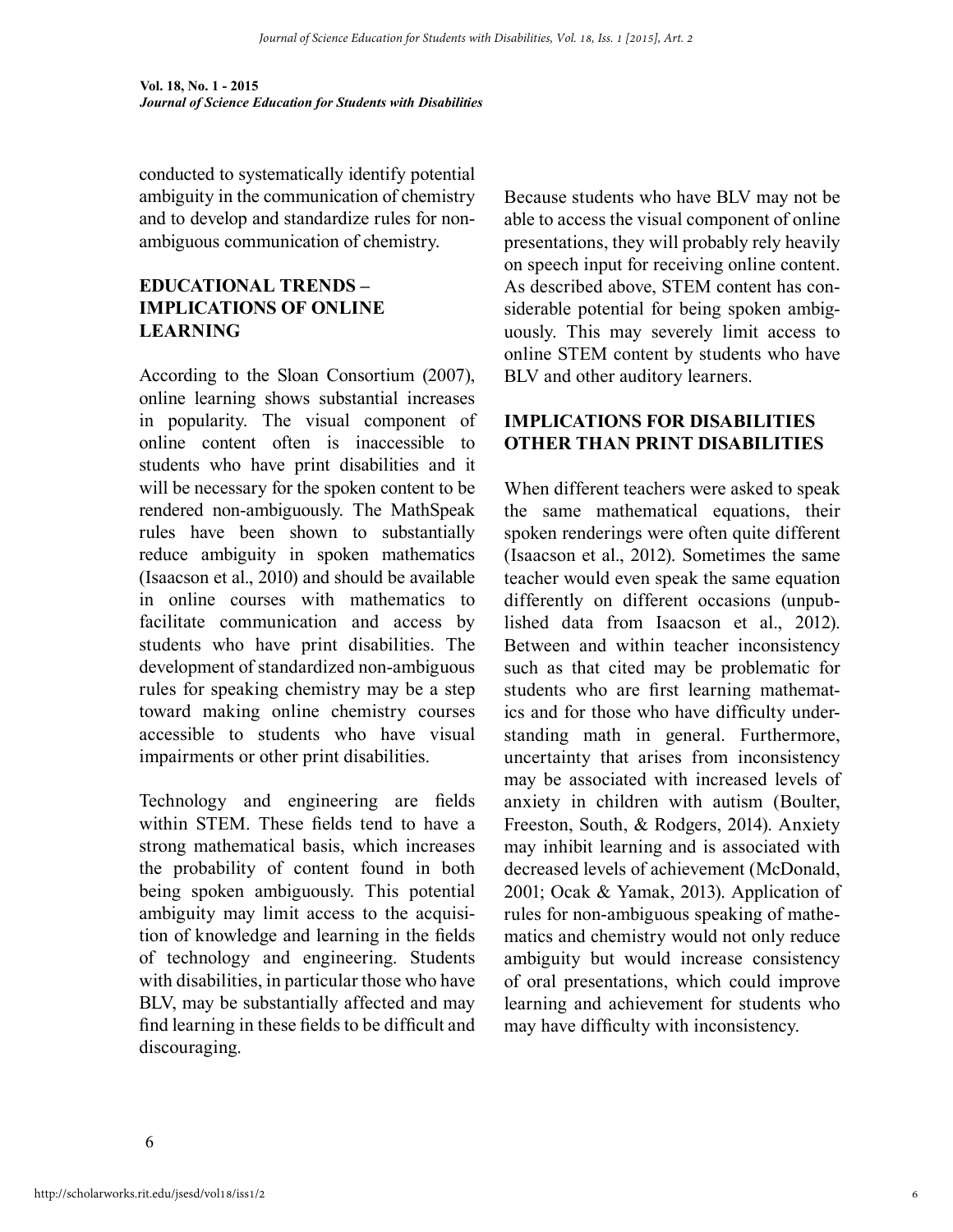conducted to systematically identify potential ambiguity in the communication of chemistry and to develop and standardize rules for non-ambiguous communication of chemistry.

## EDUCATIONAL TRENDS – IMPLICATIONS OF ONLINE LEARNING

According to the Sloan Consortium (2007), online learning shows substantial increases in popularity. The visual component of online content often is inaccessible to students who have print disabilities and it will be necessary for the spoken content to be rendered non-ambiguously. The MathSpeak rules have been shown to substantially reduce ambiguity in spoken mathematics (Isaacson et al., 2010) and should be available in online courses with mathematics to facilitate communication and access by students who have print disabilities. The development of standardized non-ambiguous rules for speaking chemistry may be a step toward making online chemistry courses accessible to students who have visual impairments or other print disabilities.

Technology and engineering are fields within STEM. These fields tend to have a strong mathematical basis, which increases the probability of content found in both being spoken ambiguously. This potential ambiguity may limit access to the acquisition of knowledge and learning in the fields of technology and engineering. Students with disabilities, in particular those who have BLV, may be substantially affected and may find learning in these fields to be difficult and discouraging.

Because students who have BLV may not be able to access the visual component of online presentations, they will probably rely heavily on speech input for receiving online content. As described above, STEM content has considerable potential for being spoken ambiguously. This may severely limit access to online STEM content by students who have BLV and other auditory learners.

## IMPLICATIONS FOR DISABILITIES OTHER THAN PRINT DISABILITIES

When different teachers were asked to speak the same mathematical equations, their spoken renderings were often quite different (Isaacson et al., 2012). Sometimes the same teacher would even speak the same equation differently on different occasions (unpublished data from Isaacson et al., 2012). Between and within teacher inconsistency such as that cited may be problematic for students who are first learning mathematics and for those who have difficulty understanding math in general. Furthermore, uncertainty that arises from inconsistency may be associated with increased levels of anxiety in children with autism (Boulter, Freeston, South, & Rodgers, 2014). Anxiety may inhibit learning and is associated with decreased levels of achievement (McDonald, 2001; Ocak & Yamak, 2013). Application of rules for non-ambiguous speaking of mathematics and chemistry would not only reduce ambiguity but would increase consistency of oral presentations, which could improve learning and achievement for students who may have difficulty with inconsistency.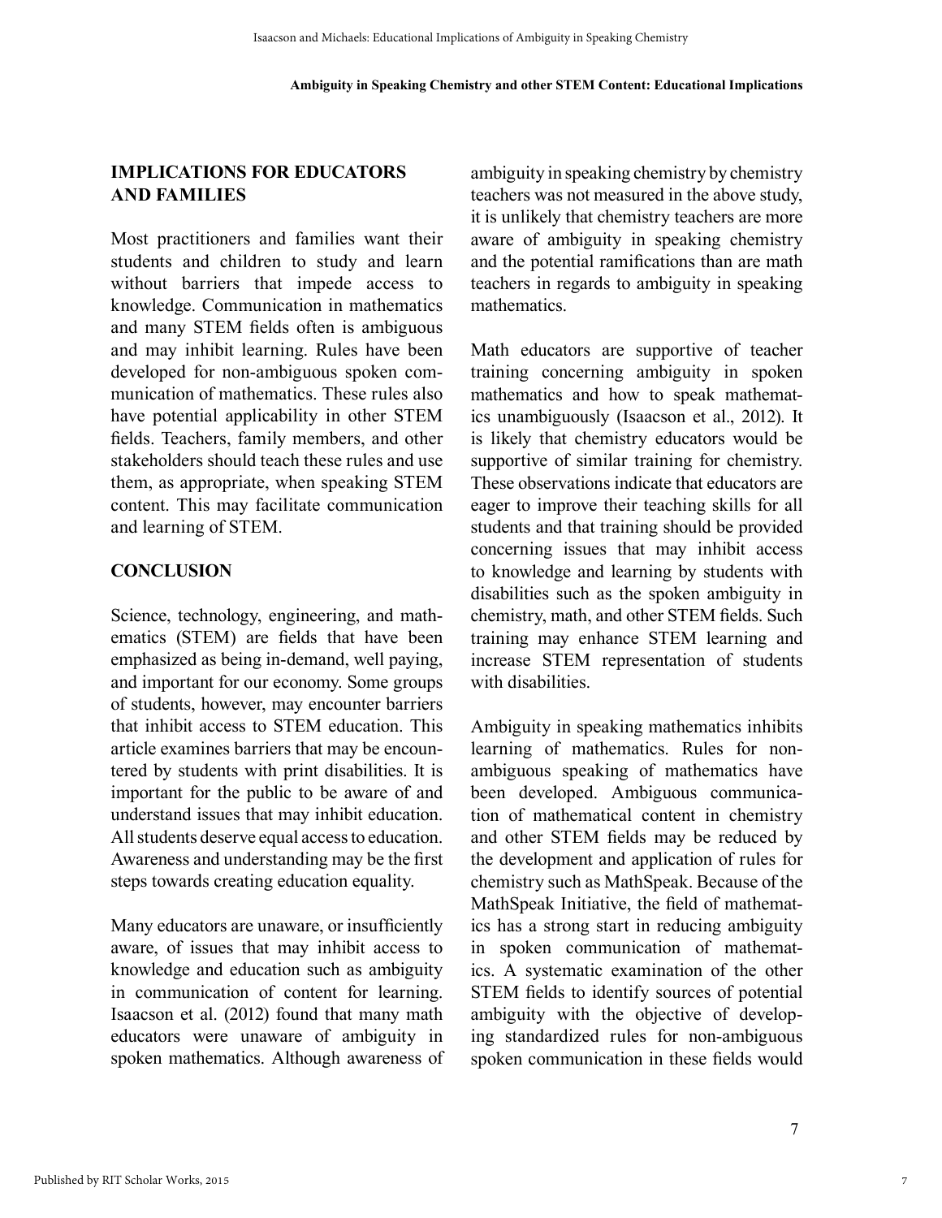## IMPLICATIONS FOR EDUCATORS AND FAMILIES

Most practitioners and families want their students and children to study and learn without barriers that impede access to knowledge. Communication in mathematics and many STEM fields often is ambiguous and may inhibit learning. Rules have been developed for non-ambiguous spoken communication of mathematics. These rules also have potential applicability in other STEM fields. Teachers, family members, and other stakeholders should teach these rules and use them, as appropriate, when speaking STEM content. This may facilitate communication and learning of STEM.

## CONCLUSION

Science, technology, engineering, and mathematics (STEM) are fields that have been emphasized as being in-demand, well paying, and important for our economy. Some groups of students, however, may encounter barriers that inhibit access to STEM education. This article examines barriers that may be encountered by students with print disabilities. It is important for the public to be aware of and understand issues that may inhibit education. All students deserve equal access to education. Awareness and understanding may be the first steps towards creating education equality.

Many educators are unaware, or insufficiently aware, of issues that may inhibit access to knowledge and education such as ambiguity in communication of content for learning. Isaacson et al. (2012) found that many math educators were unaware of ambiguity in spoken mathematics. Although awareness of ambiguity in speaking chemistry by chemistry teachers was not measured in the above study, it is unlikely that chemistry teachers are more aware of ambiguity in speaking chemistry and the potential ramifications than are math teachers in regards to ambiguity in speaking mathematics.

Math educators are supportive of teacher training concerning ambiguity in spoken mathematics and how to speak mathematics unambiguously (Isaacson et al., 2012). It is likely that chemistry educators would be supportive of similar training for chemistry. These observations indicate that educators are eager to improve their teaching skills for all students and that training should be provided concerning issues that may inhibit access to knowledge and learning by students with disabilities such as the spoken ambiguity in chemistry, math, and other STEM fields. Such training may enhance STEM learning and increase STEM representation of students with disabilities.

Ambiguity in speaking mathematics inhibits learning of mathematics. Rules for non-ambiguous speaking of mathematics have been developed. Ambiguous communication of mathematical content in chemistry and other STEM fields may be reduced by the development and application of rules for chemistry such as MathSpeak. Because of the MathSpeak Initiative, the field of mathematics has a strong start in reducing ambiguity in spoken communication of mathematics. A systematic examination of the other STEM fields to identify sources of potential ambiguity with the objective of developing standardized rules for non-ambiguous spoken communication in these fields would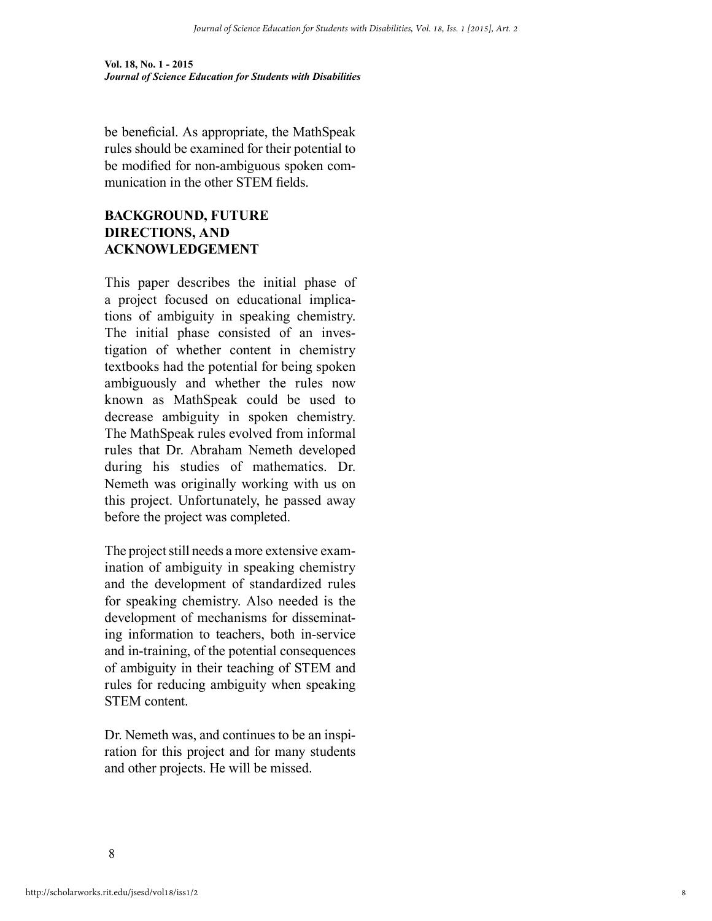be beneficial. As appropriate, the MathSpeak rules should be examined for their potential to be modified for non-ambiguous spoken communication in the other STEM fields.

## BACKGROUND, FUTURE DIRECTIONS, AND ACKNOWLEDGEMENT

This paper describes the initial phase of a project focused on educational implications of ambiguity in speaking chemistry. The initial phase consisted of an investigation of whether content in chemistry textbooks had the potential for being spoken ambiguously and whether the rules now known as MathSpeak could be used to decrease ambiguity in spoken chemistry. The MathSpeak rules evolved from informal rules that Dr. Abraham Nemeth developed during his studies of mathematics. Dr. Nemeth was originally working with us on this project. Unfortunately, he passed away before the project was completed.

The project still needs a more extensive examination of ambiguity in speaking chemistry and the development of standardized rules for speaking chemistry. Also needed is the development of mechanisms for disseminating information to teachers, both in-service and in-training, of the potential consequences of ambiguity in their teaching of STEM and rules for reducing ambiguity when speaking STEM content.

Dr. Nemeth was, and continues to be an inspiration for this project and for many students and other projects. He will be missed.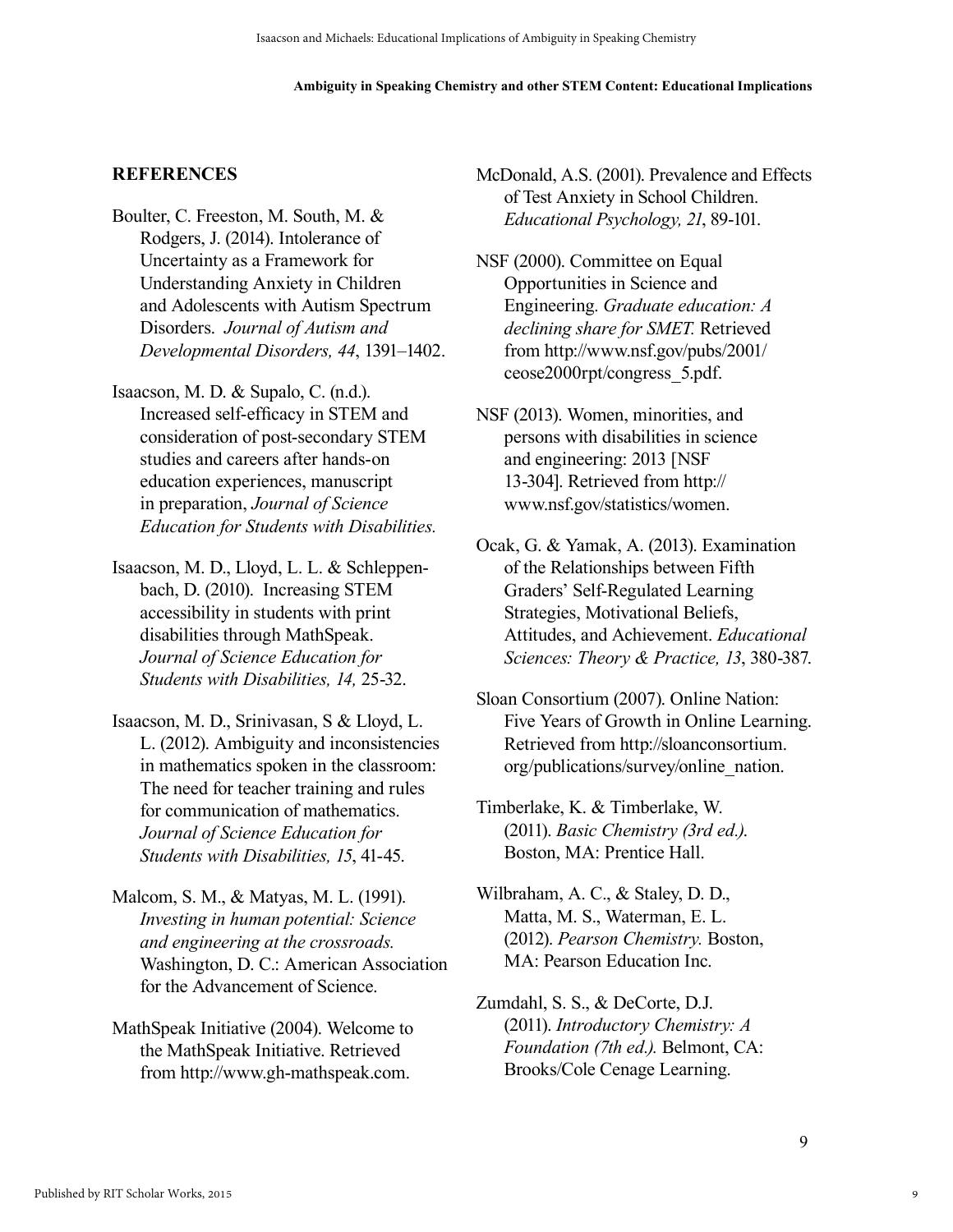## REFERENCES

Boulter, C. Freeston, M. South, M. & Rodgers, J. (2014). Intolerance of Uncertainty as a Framework for Understanding Anxiety in Children and Adolescents with Autism Spectrum Disorders. *Journal of Autism and Developmental Disorders, 44*, 1391–1402.

Isaacson, M. D. & Supalo, C. (n.d.). Increased self-efficacy in STEM and consideration of post-secondary STEM studies and careers after hands-on education experiences, manuscript in preparation, *Journal of Science Education for Students with Disabilities.*

Isaacson, M. D., Lloyd, L. L. & Schleppenbach, D. (2010). Increasing STEM accessibility in students with print disabilities through MathSpeak. *Journal of Science Education for Students with Disabilities, 14,* 25-32.

Isaacson, M. D., Srinivasan, S & Lloyd, L. L. (2012). Ambiguity and inconsistencies in mathematics spoken in the classroom: The need for teacher training and rules for communication of mathematics. *Journal of Science Education for Students with Disabilities, 15*, 41-45.

Malcom, S. M., & Matyas, M. L. (1991). *Investing in human potential: Science and engineering at the crossroads.* Washington, D. C.: American Association for the Advancement of Science.

MathSpeak Initiative (2004). Welcome to the MathSpeak Initiative. Retrieved from http://www.gh-mathspeak.com.

McDonald, A.S. (2001). Prevalence and Effects of Test Anxiety in School Children. *Educational Psychology, 21*, 89-101.

NSF (2000). Committee on Equal Opportunities in Science and Engineering. *Graduate education: A declining share for SMET.* Retrieved from http://www.nsf.gov/pubs/2001/ceose2000rpt/congress_5.pdf.

NSF (2013). Women, minorities, and persons with disabilities in science and engineering: 2013 [NSF 13-304]. Retrieved from http://www.nsf.gov/statistics/women.

Ocak, G. & Yamak, A. (2013). Examination of the Relationships between Fifth Graders' Self-Regulated Learning Strategies, Motivational Beliefs, Attitudes, and Achievement. *Educational Sciences: Theory & Practice, 13*, 380-387.

Sloan Consortium (2007). Online Nation: Five Years of Growth in Online Learning. Retrieved from http://sloanconsortium.org/publications/survey/online_nation.

Timberlake, K. & Timberlake, W. (2011). *Basic Chemistry (3rd ed.).* Boston, MA: Prentice Hall.

Wilbraham, A. C., & Staley, D. D., Matta, M. S., Waterman, E. L. (2012). *Pearson Chemistry.* Boston, MA: Pearson Education Inc.

Zumdahl, S. S., & DeCorte, D.J. (2011). *Introductory Chemistry: A Foundation (7th ed.).* Belmont, CA: Brooks/Cole Cenage Learning.